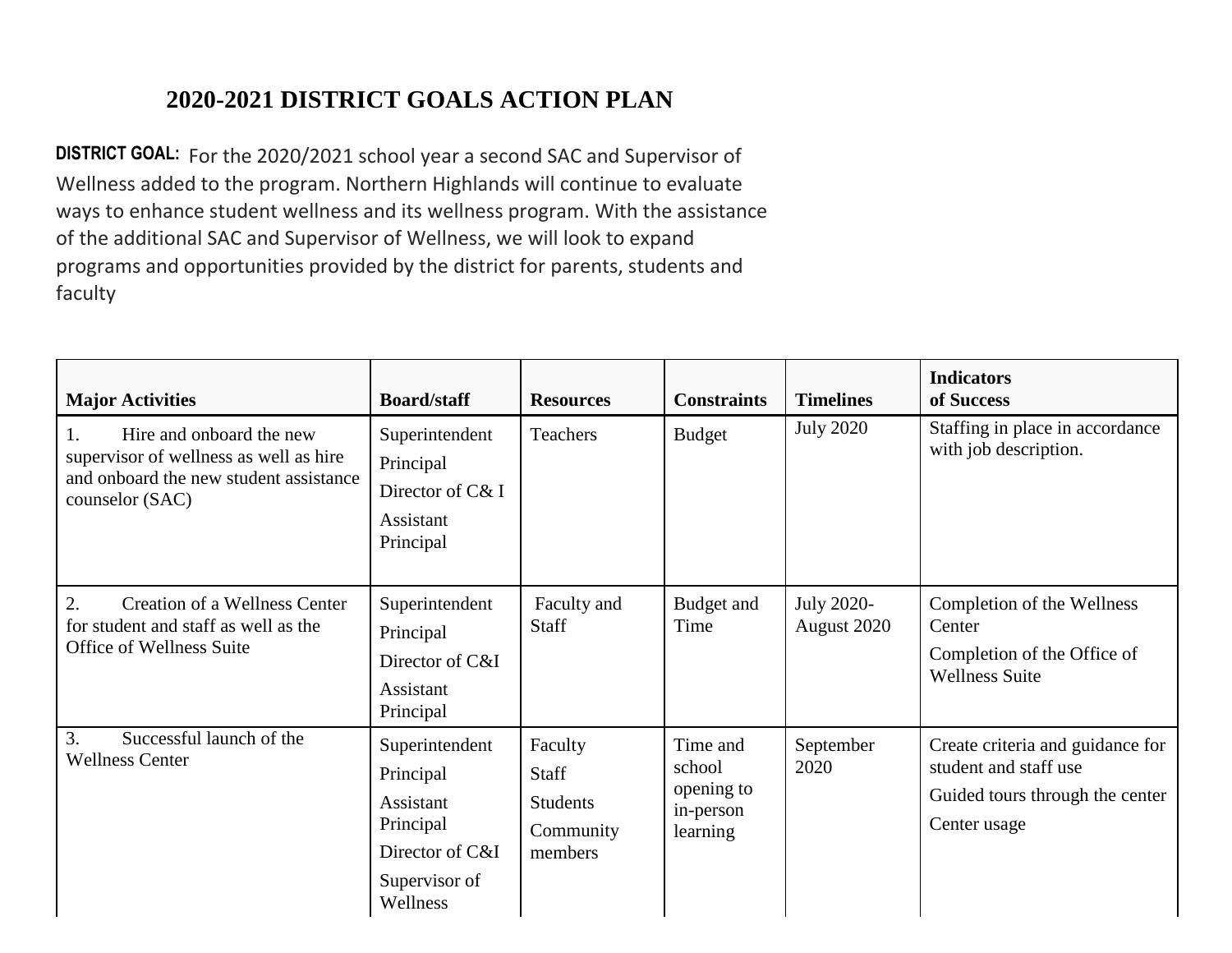# 2020-2021 DISTRICT GOALS ACTION PLAN

**DISTRICT GOAL:** For the 2020/2021 school year a second SAC and Supervisor of Wellness added to the program. Northern Highlands will continue to evaluate ways to enhance student wellness and its wellness program. With the assistance of the additional SAC and Supervisor of Wellness, we will look to expand programs and opportunities provided by the district for parents, students and faculty

| Major Activities | Board/staff | Resources | Constraints | Timelines | Indicators of Success |
|---|---|---|---|---|---|
| 1. Hire and onboard the new supervisor of wellness as well as hire and onboard the new student assistance counselor (SAC) | Superintendent<br>Principal<br>Director of C& I<br>Assistant Principal | Teachers | Budget | July 2020 | Staffing in place in accordance with job description. |
| 2. Creation of a Wellness Center for student and staff as well as the Office of Wellness Suite | Superintendent<br>Principal<br>Director of C&I<br>Assistant Principal | Faculty and Staff | Budget and Time | July 2020-August 2020 | Completion of the Wellness Center<br>Completion of the Office of Wellness Suite |
| 3. Successful launch of the Wellness Center | Superintendent<br>Principal<br>Assistant Principal<br>Director of C&I<br>Supervisor of Wellness | Faculty<br>Staff<br>Students<br>Community members | Time and school opening to in-person learning | September 2020 | Create criteria and guidance for student and staff use<br>Guided tours through the center<br>Center usage |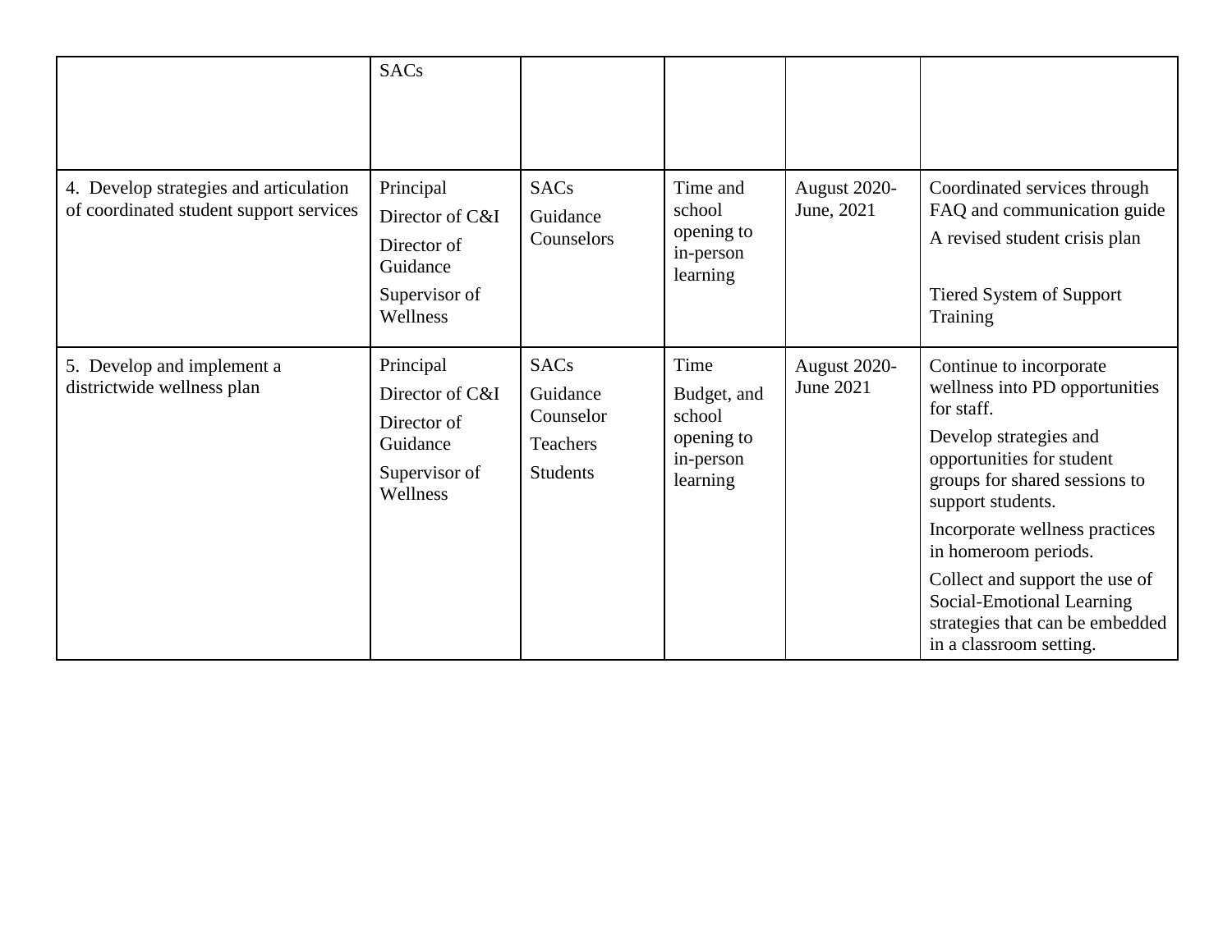| | | | | | |
|---|---|---|---|---|---|
| | SACs | | | | |
| 4. Develop strategies and articulation of coordinated student support services | Principal<br>Director of C&I<br>Director of Guidance<br>Supervisor of Wellness | SACs<br>Guidance Counselors | Time and school opening to in-person learning | August 2020- June, 2021 | Coordinated services through FAQ and communication guide<br>A revised student crisis plan<br><br>Tiered System of Support Training |
| 5. Develop and implement a districtwide wellness plan | Principal<br>Director of C&I<br>Director of Guidance<br>Supervisor of Wellness | SACs<br>Guidance Counselor<br>Teachers<br>Students | Time<br>Budget, and school opening to in-person learning | August 2020- June 2021 | Continue to incorporate wellness into PD opportunities for staff.<br>Develop strategies and opportunities for student groups for shared sessions to support students.<br>Incorporate wellness practices in homeroom periods.<br>Collect and support the use of Social-Emotional Learning strategies that can be embedded in a classroom setting. |